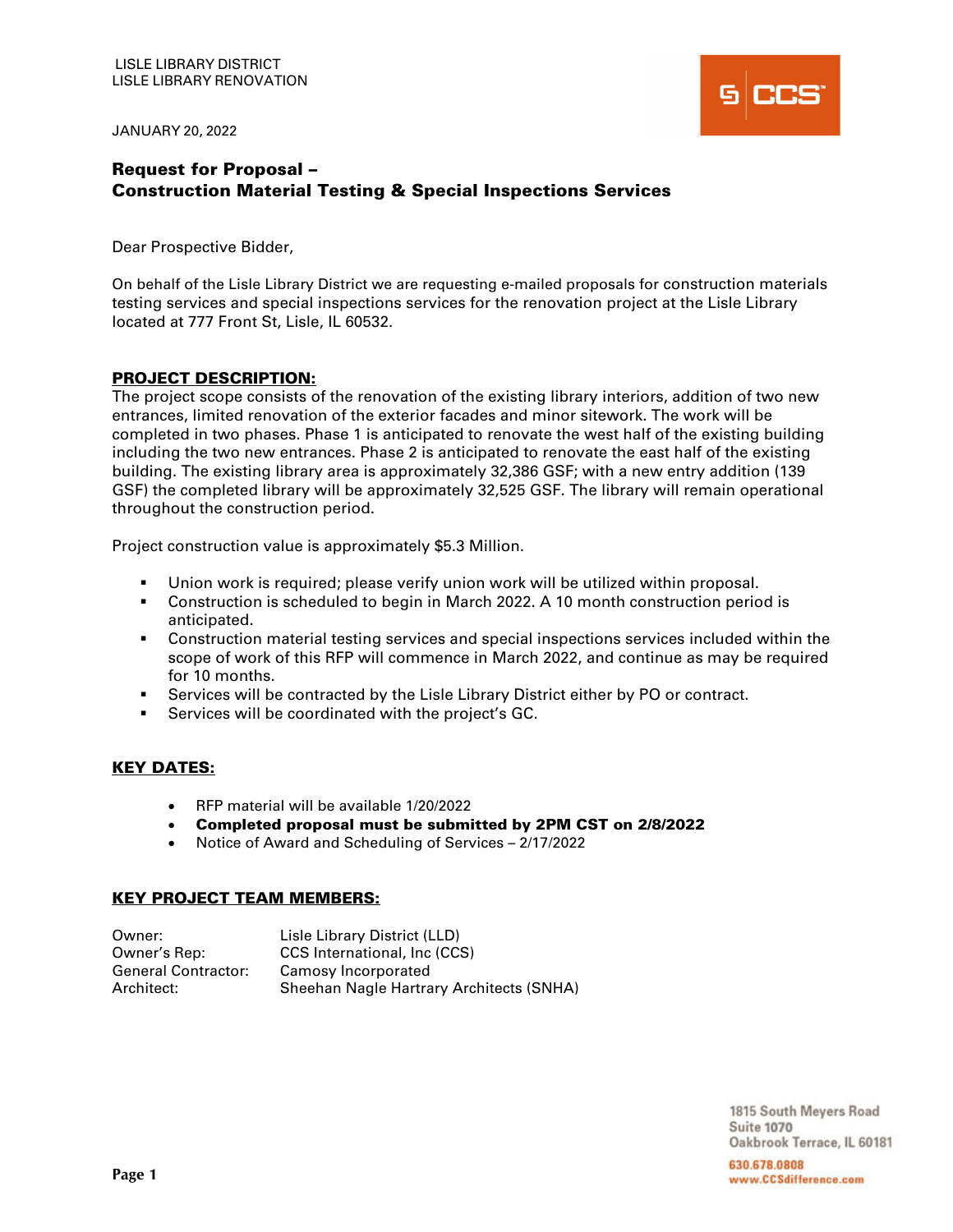LISLE LIBRARY DISTRICT
LISLE LIBRARY RENOVATION

JANUARY 20, 2022

## Request for Proposal – Construction Material Testing & Special Inspections Services

Dear Prospective Bidder,

On behalf of the Lisle Library District we are requesting e-mailed proposals for construction materials testing services and special inspections services for the renovation project at the Lisle Library located at 777 Front St, Lisle, IL 60532.

### PROJECT DESCRIPTION:

The project scope consists of the renovation of the existing library interiors, addition of two new entrances, limited renovation of the exterior facades and minor sitework. The work will be completed in two phases. Phase 1 is anticipated to renovate the west half of the existing building including the two new entrances. Phase 2 is anticipated to renovate the east half of the existing building. The existing library area is approximately 32,386 GSF; with a new entry addition (139 GSF) the completed library will be approximately 32,525 GSF. The library will remain operational throughout the construction period.

Project construction value is approximately $5.3 Million.

- Union work is required; please verify union work will be utilized within proposal.
- Construction is scheduled to begin in March 2022. A 10 month construction period is anticipated.
- Construction material testing services and special inspections services included within the scope of work of this RFP will commence in March 2022, and continue as may be required for 10 months.
- Services will be contracted by the Lisle Library District either by PO or contract.
- Services will be coordinated with the project's GC.

### KEY DATES:

- RFP material will be available 1/20/2022
- **Completed proposal must be submitted by 2PM CST on 2/8/2022**
- Notice of Award and Scheduling of Services – 2/17/2022

### KEY PROJECT TEAM MEMBERS:

| | |
|---|---|
| Owner: | Lisle Library District (LLD) |
| Owner's Rep: | CCS International, Inc (CCS) |
| General Contractor: | Camosy Incorporated |
| Architect: | Sheehan Nagle Hartrary Architects (SNHA) |

1815 South Meyers Road
Suite 1070
Oakbrook Terrace, IL 60181

630.678.0808
www.CCSdifference.com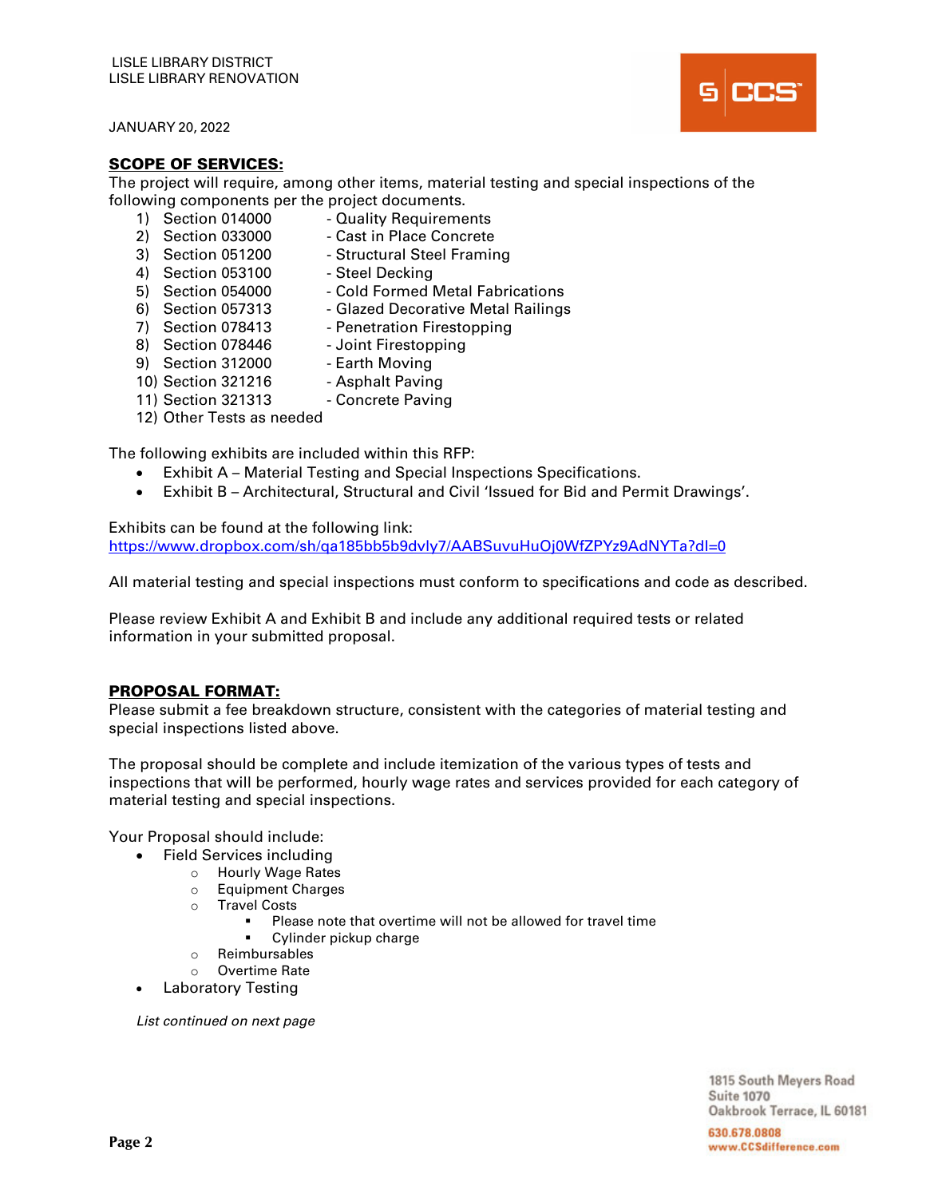LISLE LIBRARY DISTRICT
LISLE LIBRARY RENOVATION

JANUARY 20, 2022

## SCOPE OF SERVICES:

The project will require, among other items, material testing and special inspections of the following components per the project documents.

1) Section 014000 - Quality Requirements
2) Section 033000 - Cast in Place Concrete
3) Section 051200 - Structural Steel Framing
4) Section 053100 - Steel Decking
5) Section 054000 - Cold Formed Metal Fabrications
6) Section 057313 - Glazed Decorative Metal Railings
7) Section 078413 - Penetration Firestopping
8) Section 078446 - Joint Firestopping
9) Section 312000 - Earth Moving
10) Section 321216 - Asphalt Paving
11) Section 321313 - Concrete Paving
12) Other Tests as needed

The following exhibits are included within this RFP:

- Exhibit A – Material Testing and Special Inspections Specifications.
- Exhibit B – Architectural, Structural and Civil 'Issued for Bid and Permit Drawings'.

Exhibits can be found at the following link:
https://www.dropbox.com/sh/qa185bb5b9dvly7/AABSuvuHuOj0WfZPYz9AdNYTa?dl=0

All material testing and special inspections must conform to specifications and code as described.

Please review Exhibit A and Exhibit B and include any additional required tests or related information in your submitted proposal.

## PROPOSAL FORMAT:

Please submit a fee breakdown structure, consistent with the categories of material testing and special inspections listed above.

The proposal should be complete and include itemization of the various types of tests and inspections that will be performed, hourly wage rates and services provided for each category of material testing and special inspections.

Your Proposal should include:

- Field Services including
  - Hourly Wage Rates
  - Equipment Charges
  - Travel Costs
    - Please note that overtime will not be allowed for travel time
    - Cylinder pickup charge
  - Reimbursables
  - Overtime Rate
- Laboratory Testing

*List continued on next page*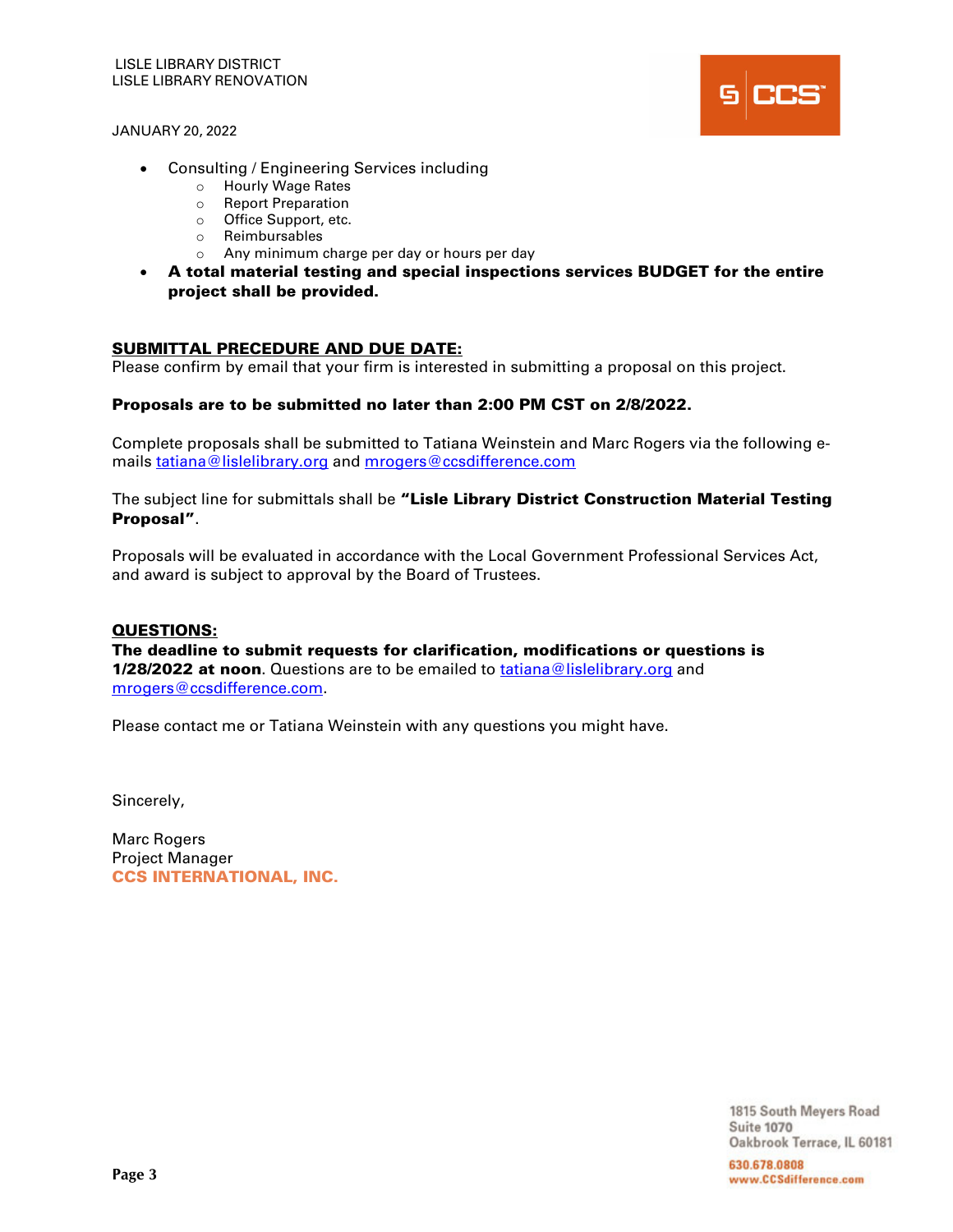- Consulting / Engineering Services including
    - Hourly Wage Rates
    - Report Preparation
    - Office Support, etc.
    - Reimbursables
    - Any minimum charge per day or hours per day
- **A total material testing and special inspections services BUDGET for the entire project shall be provided.**

## SUBMITTAL PRECEDURE AND DUE DATE:

Please confirm by email that your firm is interested in submitting a proposal on this project.

**Proposals are to be submitted no later than 2:00 PM CST on 2/8/2022.**

Complete proposals shall be submitted to Tatiana Weinstein and Marc Rogers via the following e-mails tatiana@lislelibrary.org and mrogers@ccsdifference.com

The subject line for submittals shall be **"Lisle Library District Construction Material Testing Proposal"**.

Proposals will be evaluated in accordance with the Local Government Professional Services Act, and award is subject to approval by the Board of Trustees.

## QUESTIONS:

**The deadline to submit requests for clarification, modifications or questions is 1/28/2022 at noon**. Questions are to be emailed to tatiana@lislelibrary.org and mrogers@ccsdifference.com.

Please contact me or Tatiana Weinstein with any questions you might have.

Sincerely,

Marc Rogers
Project Manager
**CCS INTERNATIONAL, INC.**